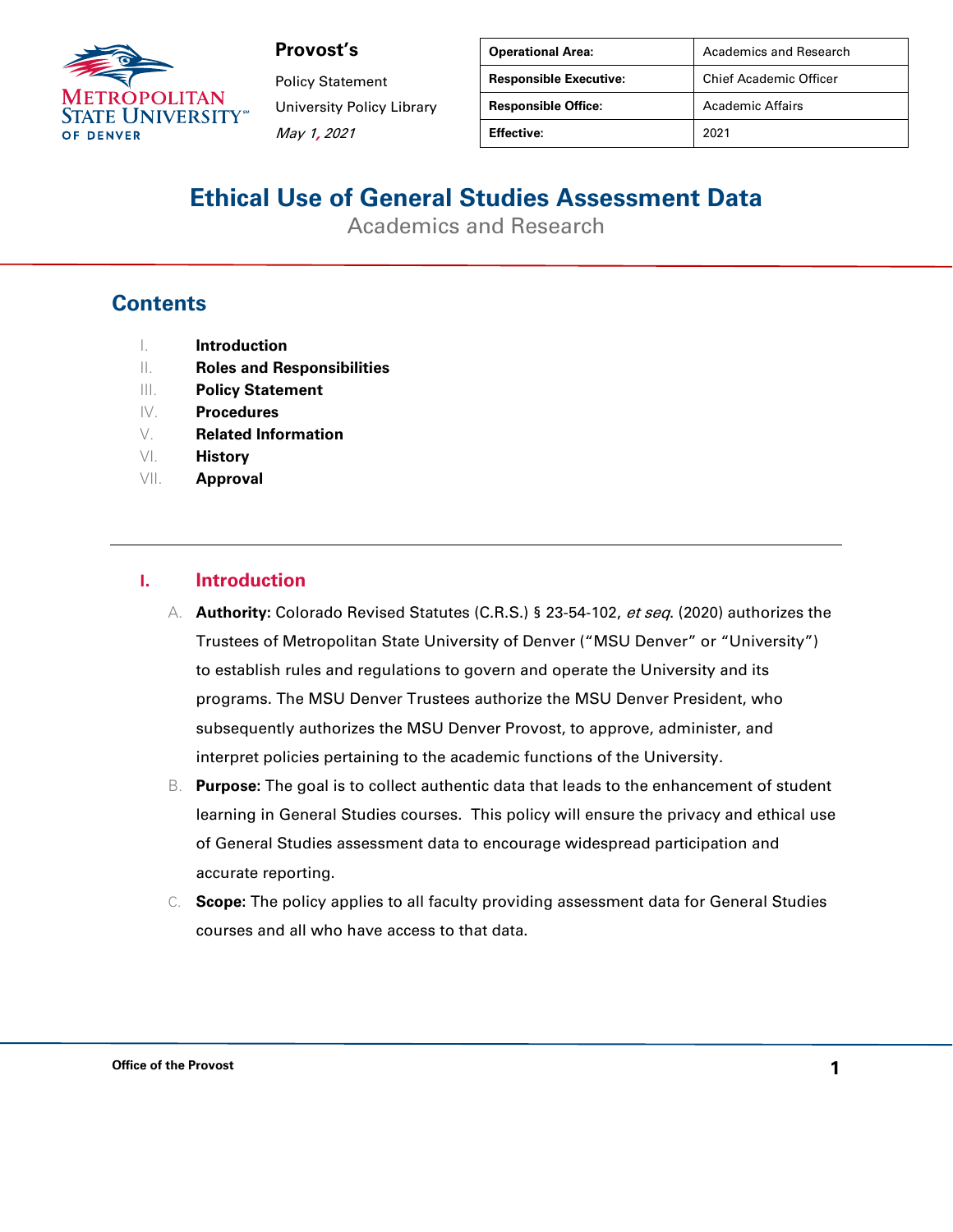**Provost's**

Policy Statement

University Policy Library

*May 1, 2021*

| Operational Area: | Academics and Research |
|---|---|
| Responsible Executive: | Chief Academic Officer |
| Responsible Office: | Academic Affairs |
| Effective: | 2021 |

# Ethical Use of General Studies Assessment Data

Academics and Research

## Contents

I. **Introduction**
II. **Roles and Responsibilities**
III. **Policy Statement**
IV. **Procedures**
V. **Related Information**
VI. **History**
VII. **Approval**

---

## I. Introduction

A. **Authority:** Colorado Revised Statutes (C.R.S.) § 23-54-102, *et seq*. (2020) authorizes the Trustees of Metropolitan State University of Denver ("MSU Denver" or "University") to establish rules and regulations to govern and operate the University and its programs. The MSU Denver Trustees authorize the MSU Denver President, who subsequently authorizes the MSU Denver Provost, to approve, administer, and interpret policies pertaining to the academic functions of the University.

B. **Purpose**: The goal is to collect authentic data that leads to the enhancement of student learning in General Studies courses. This policy will ensure the privacy and ethical use of General Studies assessment data to encourage widespread participation and accurate reporting.

C. **Scope:** The policy applies to all faculty providing assessment data for General Studies courses and all who have access to that data.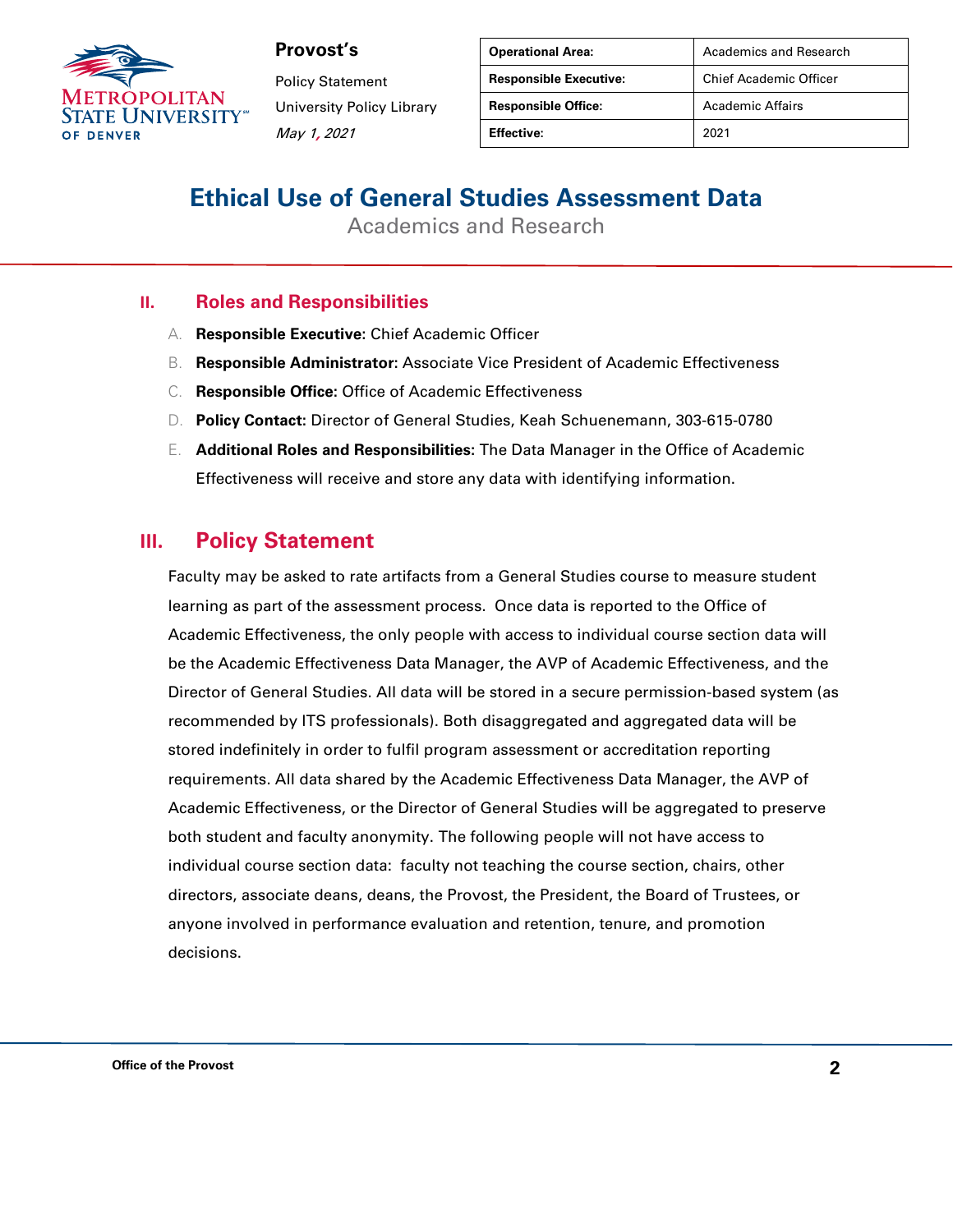## II. Roles and Responsibilities

A. **Responsible Executive:** Chief Academic Officer

B. **Responsible Administrator:** Associate Vice President of Academic Effectiveness

C. **Responsible Office:** Office of Academic Effectiveness

D. **Policy Contact:** Director of General Studies, Keah Schuenemann, 303-615-0780

E. **Additional Roles and Responsibilities:** The Data Manager in the Office of Academic Effectiveness will receive and store any data with identifying information.

## III. Policy Statement

Faculty may be asked to rate artifacts from a General Studies course to measure student learning as part of the assessment process. Once data is reported to the Office of Academic Effectiveness, the only people with access to individual course section data will be the Academic Effectiveness Data Manager, the AVP of Academic Effectiveness, and the Director of General Studies. All data will be stored in a secure permission-based system (as recommended by ITS professionals). Both disaggregated and aggregated data will be stored indefinitely in order to fulfil program assessment or accreditation reporting requirements. All data shared by the Academic Effectiveness Data Manager, the AVP of Academic Effectiveness, or the Director of General Studies will be aggregated to preserve both student and faculty anonymity. The following people will not have access to individual course section data: faculty not teaching the course section, chairs, other directors, associate deans, deans, the Provost, the President, the Board of Trustees, or anyone involved in performance evaluation and retention, tenure, and promotion decisions.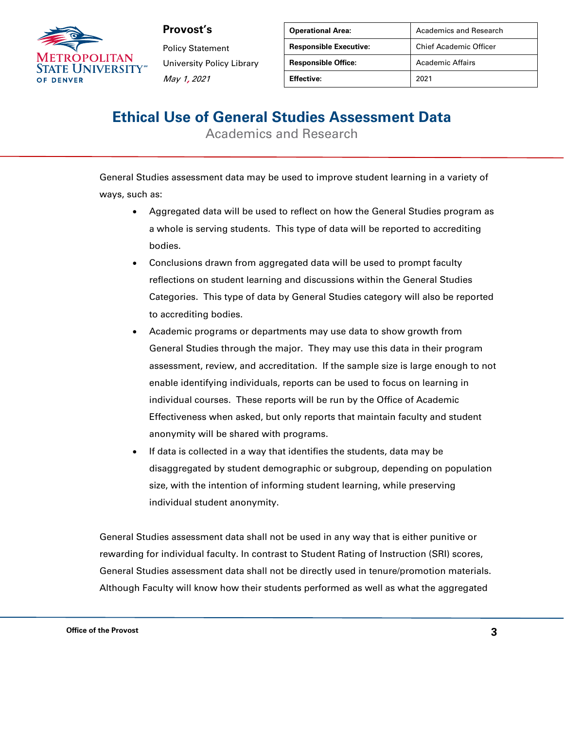General Studies assessment data may be used to improve student learning in a variety of ways, such as:

- Aggregated data will be used to reflect on how the General Studies program as a whole is serving students. This type of data will be reported to accrediting bodies.
- Conclusions drawn from aggregated data will be used to prompt faculty reflections on student learning and discussions within the General Studies Categories. This type of data by General Studies category will also be reported to accrediting bodies.
- Academic programs or departments may use data to show growth from General Studies through the major. They may use this data in their program assessment, review, and accreditation. If the sample size is large enough to not enable identifying individuals, reports can be used to focus on learning in individual courses. These reports will be run by the Office of Academic Effectiveness when asked, but only reports that maintain faculty and student anonymity will be shared with programs.
- If data is collected in a way that identifies the students, data may be disaggregated by student demographic or subgroup, depending on population size, with the intention of informing student learning, while preserving individual student anonymity.

General Studies assessment data shall not be used in any way that is either punitive or rewarding for individual faculty. In contrast to Student Rating of Instruction (SRI) scores, General Studies assessment data shall not be directly used in tenure/promotion materials. Although Faculty will know how their students performed as well as what the aggregated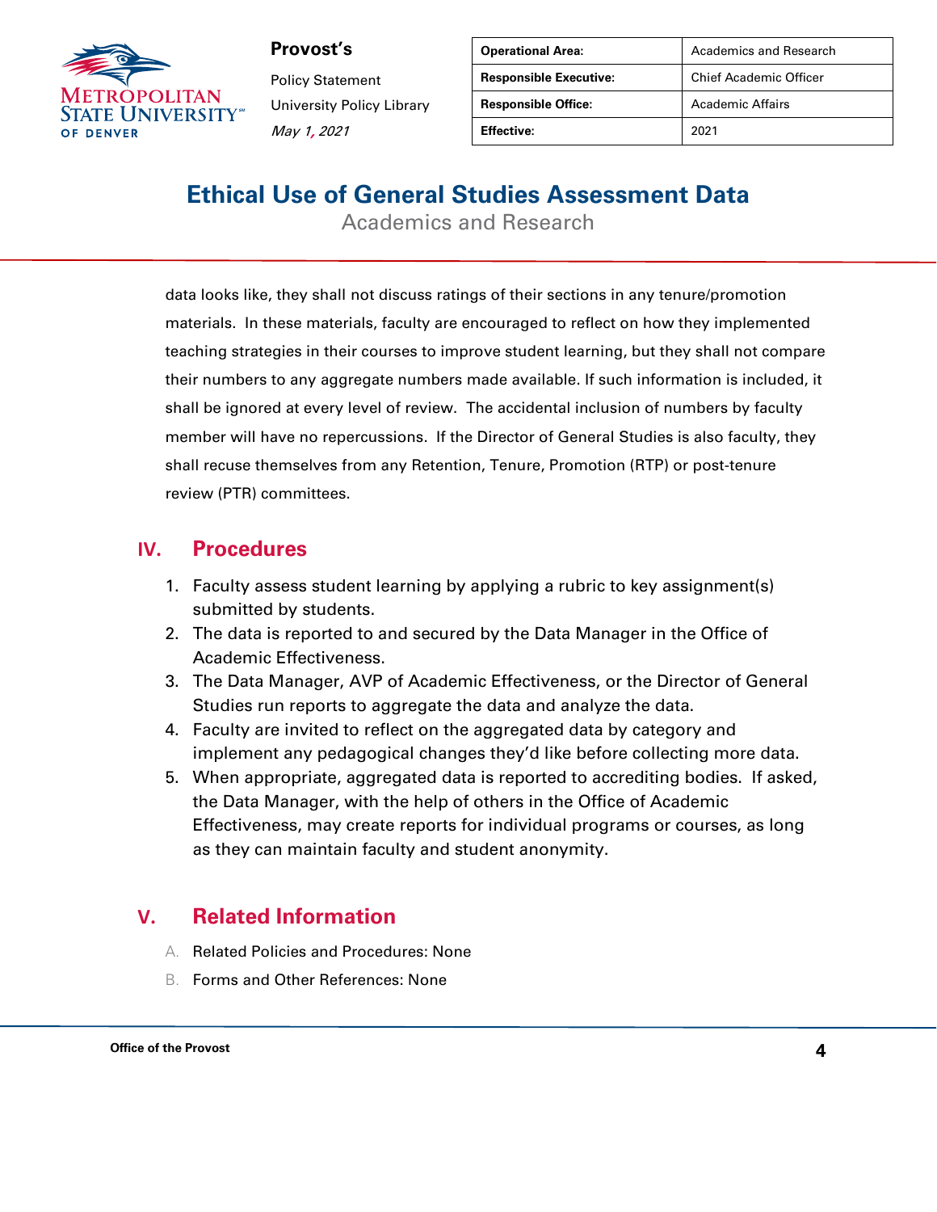data looks like, they shall not discuss ratings of their sections in any tenure/promotion materials. In these materials, faculty are encouraged to reflect on how they implemented teaching strategies in their courses to improve student learning, but they shall not compare their numbers to any aggregate numbers made available. If such information is included, it shall be ignored at every level of review. The accidental inclusion of numbers by faculty member will have no repercussions. If the Director of General Studies is also faculty, they shall recuse themselves from any Retention, Tenure, Promotion (RTP) or post-tenure review (PTR) committees.

## IV. Procedures

1. Faculty assess student learning by applying a rubric to key assignment(s) submitted by students.
2. The data is reported to and secured by the Data Manager in the Office of Academic Effectiveness.
3. The Data Manager, AVP of Academic Effectiveness, or the Director of General Studies run reports to aggregate the data and analyze the data.
4. Faculty are invited to reflect on the aggregated data by category and implement any pedagogical changes they'd like before collecting more data.
5. When appropriate, aggregated data is reported to accrediting bodies. If asked, the Data Manager, with the help of others in the Office of Academic Effectiveness, may create reports for individual programs or courses, as long as they can maintain faculty and student anonymity.

## V. Related Information

A. Related Policies and Procedures: None

B. Forms and Other References: None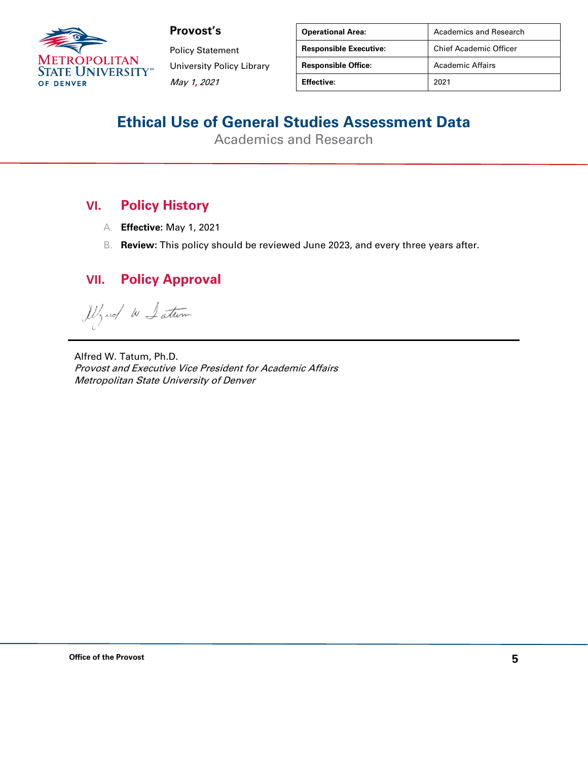## VI. Policy History

A. **Effective:** May 1, 2021

B. **Review:** This policy should be reviewed June 2023, and every three years after.

## VII. Policy Approval

Alfred W. Tatum, Ph.D.
*Provost and Executive Vice President for Academic Affairs*
*Metropolitan State University of Denver*